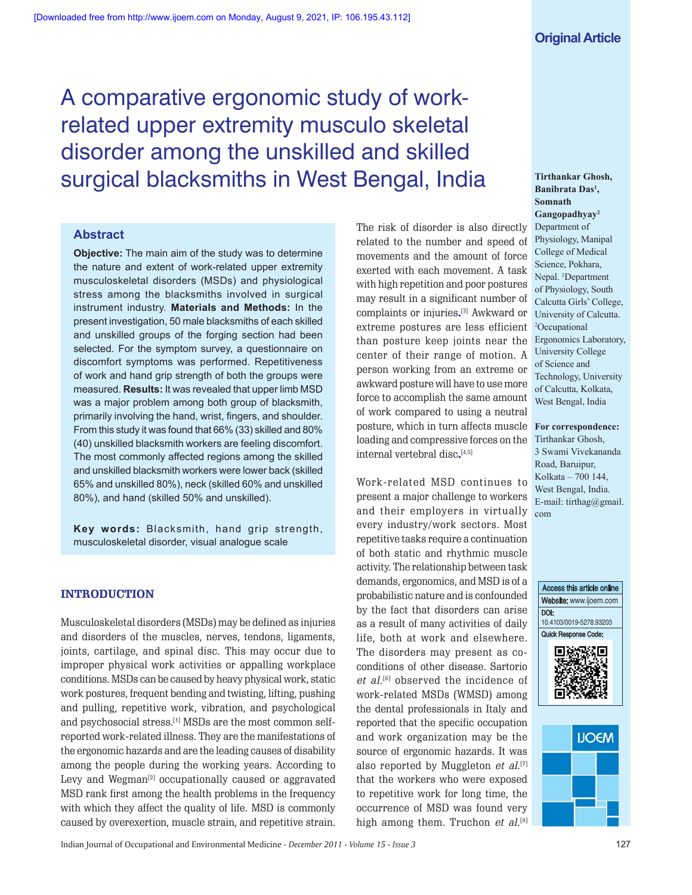Original Article

# A comparative ergonomic study of work-related upper extremity musculo skeletal disorder among the unskilled and skilled surgical blacksmiths in West Bengal, India

**Tirthankar Ghosh, Banibrata Das[1], Somnath Gangopadhyay[2]**

Department of Physiology, Manipal College of Medical Science, Pokhara, Nepal. [1]Department of Physiology, South Calcutta Girls' College, University of Calcutta. [2]Occupational Ergonomics Laboratory, University College of Science and Technology, University of Calcutta, Kolkata, West Bengal, India

**For correspondence:** Tirthankar Ghosh, 3 Swami Vivekananda Road, Baruipur, Kolkata – 700 144, West Bengal, India. E-mail: tirthag@gmail.com

## Abstract

**Objective:** The main aim of the study was to determine the nature and extent of work-related upper extremity musculoskeletal disorders (MSDs) and physiological stress among the blacksmiths involved in surgical instrument industry. **Materials and Methods:** In the present investigation, 50 male blacksmiths of each skilled and unskilled groups of the forging section had been selected. For the symptom survey, a questionnaire on discomfort symptoms was performed. Repetitiveness of work and hand grip strength of both the groups were measured. **Results:** It was revealed that upper limb MSD was a major problem among both group of blacksmith, primarily involving the hand, wrist, fingers, and shoulder. From this study it was found that 66% (33) skilled and 80% (40) unskilled blacksmith workers are feeling discomfort. The most commonly affected regions among the skilled and unskilled blacksmith workers were lower back (skilled 65% and unskilled 80%), neck (skilled 60% and unskilled 80%), and hand (skilled 50% and unskilled).

**Key words:** Blacksmith, hand grip strength, musculoskeletal disorder, visual analogue scale

## INTRODUCTION

Musculoskeletal disorders (MSDs) may be defined as injuries and disorders of the muscles, nerves, tendons, ligaments, joints, cartilage, and spinal disc. This may occur due to improper physical work activities or appalling workplace conditions. MSDs can be caused by heavy physical work, static work postures, frequent bending and twisting, lifting, pushing and pulling, repetitive work, vibration, and psychological and psychosocial stress.[1] MSDs are the most common self-reported work-related illness. They are the manifestations of the ergonomic hazards and are the leading causes of disability among the people during the working years. According to Levy and Wegman[2] occupationally caused or aggravated MSD rank first among the health problems in the frequency with which they affect the quality of life. MSD is commonly caused by overexertion, muscle strain, and repetitive strain. The risk of disorder is also directly related to the number and speed of movements and the amount of force exerted with each movement. A task with high repetition and poor postures may result in a significant number of complaints or injuries.[3] Awkward or extreme postures are less efficient than posture keep joints near the center of their range of motion. A person working from an extreme or awkward posture will have to use more force to accomplish the same amount of work compared to using a neutral posture, which in turn affects muscle loading and compressive forces on the internal vertebral disc.[4,5]

Work-related MSD continues to present a major challenge to workers and their employers in virtually every industry/work sectors. Most repetitive tasks require a continuation of both static and rhythmic muscle activity. The relationship between task demands, ergonomics, and MSD is of a probabilistic nature and is confounded by the fact that disorders can arise as a result of many activities of daily life, both at work and elsewhere. The disorders may present as co-conditions of other disease. Sartorio *et al.*[6] observed the incidence of work-related MSDs (WMSD) among the dental professionals in Italy and reported that the specific occupation and work organization may be the source of ergonomic hazards. It was also reported by Muggleton *et al.*[7] that the workers who were exposed to repetitive work for long time, the occurrence of MSD was found very high among them. Truchon *et al.*[8]

| Access this article online |
|---|
| Website: www.ijoem.com |
| DOI: 10.4103/0019-5278.93203 |
| Quick Response Code: |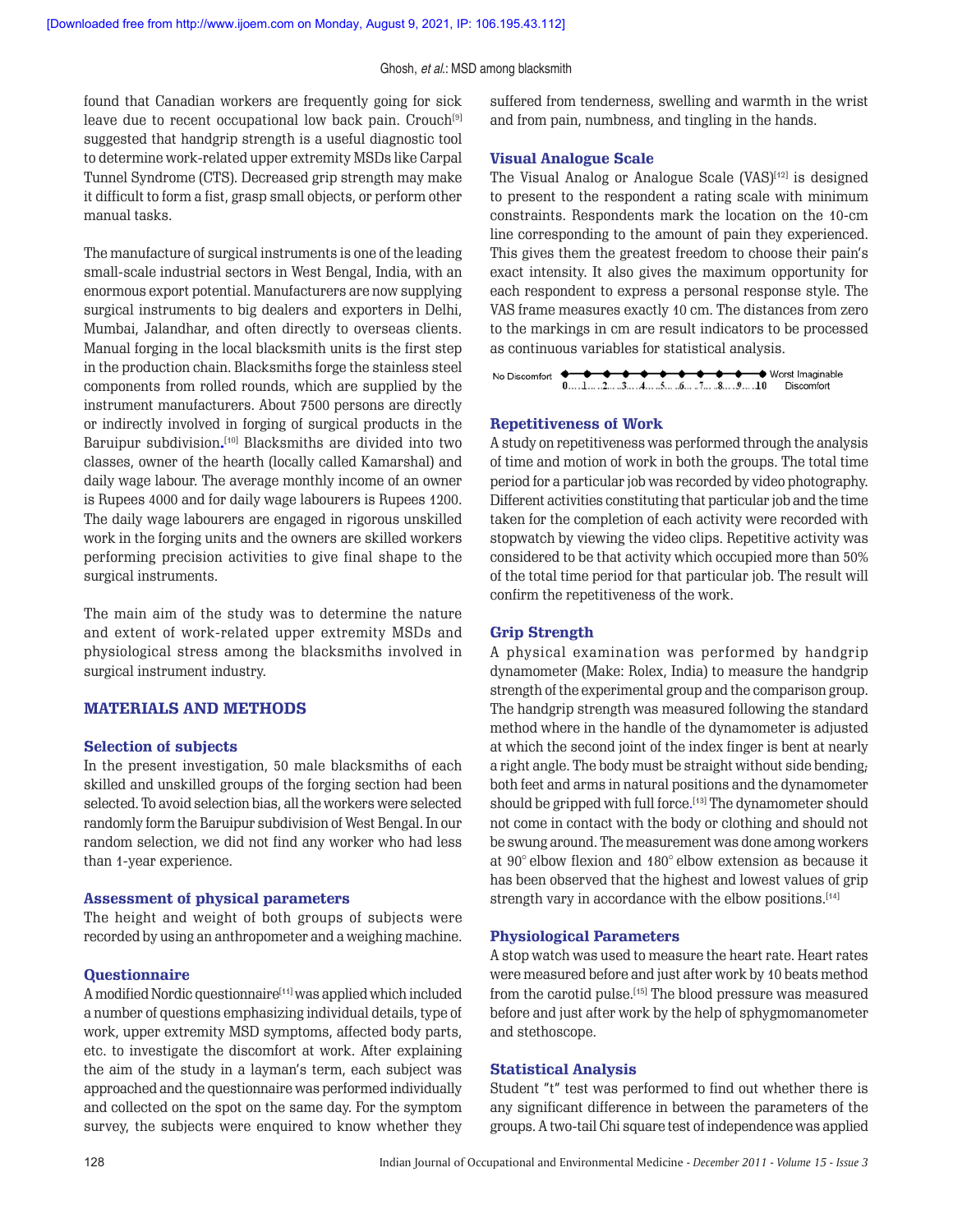found that Canadian workers are frequently going for sick leave due to recent occupational low back pain. Crouch[9] suggested that handgrip strength is a useful diagnostic tool to determine work-related upper extremity MSDs like Carpal Tunnel Syndrome (CTS). Decreased grip strength may make it difficult to form a fist, grasp small objects, or perform other manual tasks.

The manufacture of surgical instruments is one of the leading small-scale industrial sectors in West Bengal, India, with an enormous export potential. Manufacturers are now supplying surgical instruments to big dealers and exporters in Delhi, Mumbai, Jalandhar, and often directly to overseas clients. Manual forging in the local blacksmith units is the first step in the production chain. Blacksmiths forge the stainless steel components from rolled rounds, which are supplied by the instrument manufacturers. About 7500 persons are directly or indirectly involved in forging of surgical products in the Baruipur subdivision.[10] Blacksmiths are divided into two classes, owner of the hearth (locally called Kamarshal) and daily wage labour. The average monthly income of an owner is Rupees 4000 and for daily wage labourers is Rupees 1200. The daily wage labourers are engaged in rigorous unskilled work in the forging units and the owners are skilled workers performing precision activities to give final shape to the surgical instruments.

The main aim of the study was to determine the nature and extent of work-related upper extremity MSDs and physiological stress among the blacksmiths involved in surgical instrument industry.

## MATERIALS AND METHODS

### Selection of subjects

In the present investigation, 50 male blacksmiths of each skilled and unskilled groups of the forging section had been selected. To avoid selection bias, all the workers were selected randomly form the Baruipur subdivision of West Bengal. In our random selection, we did not find any worker who had less than 1-year experience.

### Assessment of physical parameters

The height and weight of both groups of subjects were recorded by using an anthropometer and a weighing machine.

### Questionnaire

A modified Nordic questionnaire[11] was applied which included a number of questions emphasizing individual details, type of work, upper extremity MSD symptoms, affected body parts, etc. to investigate the discomfort at work. After explaining the aim of the study in a layman's term, each subject was approached and the questionnaire was performed individually and collected on the spot on the same day. For the symptom survey, the subjects were enquired to know whether they suffered from tenderness, swelling and warmth in the wrist and from pain, numbness, and tingling in the hands.

### Visual Analogue Scale

The Visual Analog or Analogue Scale (VAS)[12] is designed to present to the respondent a rating scale with minimum constraints. Respondents mark the location on the 10-cm line corresponding to the amount of pain they experienced. This gives them the greatest freedom to choose their pain's exact intensity. It also gives the maximum opportunity for each respondent to express a personal response style. The VAS frame measures exactly 10 cm. The distances from zero to the markings in cm are result indicators to be processed as continuous variables for statistical analysis.

No Discomfort 0....1....2....3....4....5....6....7....8....9....10 Worst Imaginable Discomfort

### Repetitiveness of Work

A study on repetitiveness was performed through the analysis of time and motion of work in both the groups. The total time period for a particular job was recorded by video photography. Different activities constituting that particular job and the time taken for the completion of each activity were recorded with stopwatch by viewing the video clips. Repetitive activity was considered to be that activity which occupied more than 50% of the total time period for that particular job. The result will confirm the repetitiveness of the work.

### Grip Strength

A physical examination was performed by handgrip dynamometer (Make: Rolex, India) to measure the handgrip strength of the experimental group and the comparison group. The handgrip strength was measured following the standard method where in the handle of the dynamometer is adjusted at which the second joint of the index finger is bent at nearly a right angle. The body must be straight without side bending; both feet and arms in natural positions and the dynamometer should be gripped with full force.[13] The dynamometer should not come in contact with the body or clothing and should not be swung around. The measurement was done among workers at 90° elbow flexion and 180° elbow extension as because it has been observed that the highest and lowest values of grip strength vary in accordance with the elbow positions.[14]

### Physiological Parameters

A stop watch was used to measure the heart rate. Heart rates were measured before and just after work by 10 beats method from the carotid pulse.[15] The blood pressure was measured before and just after work by the help of sphygmomanometer and stethoscope.

### Statistical Analysis

Student "t" test was performed to find out whether there is any significant difference in between the parameters of the groups. A two-tail Chi square test of independence was applied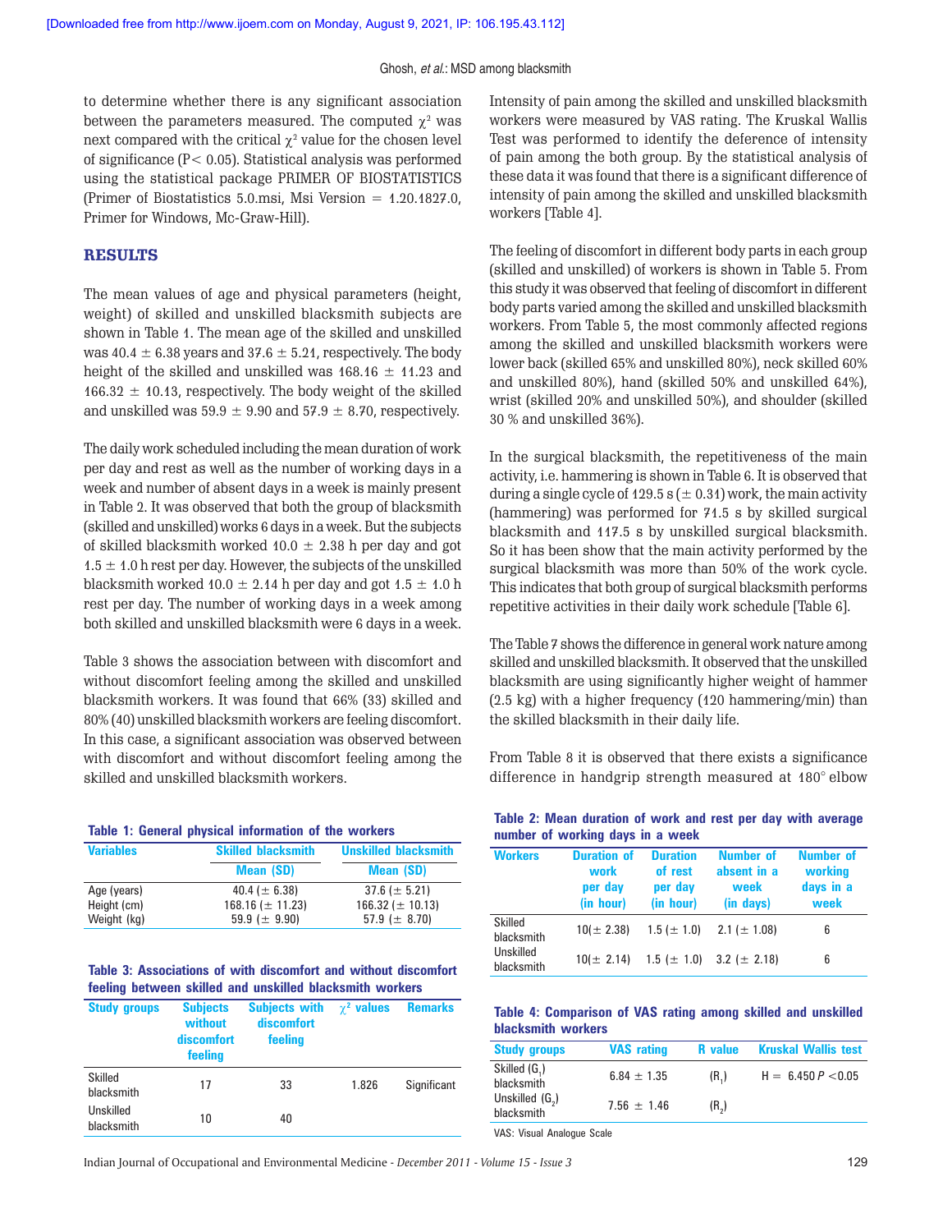to determine whether there is any significant association between the parameters measured. The computed $\chi^2$ was next compared with the critical $\chi^2$ value for the chosen level of significance ($P < 0.05$). Statistical analysis was performed using the statistical package PRIMER OF BIOSTATISTICS (Primer of Biostatistics 5.0.msi, Msi Version = 1.20.1827.0, Primer for Windows, Mc-Graw-Hill).

## RESULTS

The mean values of age and physical parameters (height, weight) of skilled and unskilled blacksmith subjects are shown in Table 1. The mean age of the skilled and unskilled was 40.4 ± 6.38 years and 37.6 ± 5.21, respectively. The body height of the skilled and unskilled was 168.16 ± 11.23 and 166.32 ± 10.13, respectively. The body weight of the skilled and unskilled was 59.9 ± 9.90 and 57.9 ± 8.70, respectively.

The daily work scheduled including the mean duration of work per day and rest as well as the number of working days in a week and number of absent days in a week is mainly present in Table 2. It was observed that both the group of blacksmith (skilled and unskilled) works 6 days in a week. But the subjects of skilled blacksmith worked 10.0 ± 2.38 h per day and got 1.5 ± 1.0 h rest per day. However, the subjects of the unskilled blacksmith worked 10.0 ± 2.14 h per day and got 1.5 ± 1.0 h rest per day. The number of working days in a week among both skilled and unskilled blacksmith were 6 days in a week.

Table 3 shows the association between with discomfort and without discomfort feeling among the skilled and unskilled blacksmith workers. It was found that 66% (33) skilled and 80% (40) unskilled blacksmith workers are feeling discomfort. In this case, a significant association was observed between with discomfort and without discomfort feeling among the skilled and unskilled blacksmith workers.

**Table 1: General physical information of the workers**

| Variables | Skilled blacksmith | Unskilled blacksmith |
|---|---|---|
| | Mean (SD) | Mean (SD) |
| Age (years) | 40.4 (± 6.38) | 37.6 (± 5.21) |
| Height (cm) | 168.16 (± 11.23) | 166.32 (± 10.13) |
| Weight (kg) | 59.9 (± 9.90) | 57.9 (± 8.70) |

**Table 3: Associations of with discomfort and without discomfort feeling between skilled and unskilled blacksmith workers**

| Study groups | Subjects without discomfort feeling | Subjects with discomfort feeling | $\chi^2$ values | Remarks |
|---|---|---|---|---|
| Skilled blacksmith | 17 | 33 | 1.826 | Significant |
| Unskilled blacksmith | 10 | 40 | | |

Intensity of pain among the skilled and unskilled blacksmith workers were measured by VAS rating. The Kruskal Wallis Test was performed to identify the deference of intensity of pain among the both group. By the statistical analysis of these data it was found that there is a significant difference of intensity of pain among the skilled and unskilled blacksmith workers [Table 4].

The feeling of discomfort in different body parts in each group (skilled and unskilled) of workers is shown in Table 5. From this study it was observed that feeling of discomfort in different body parts varied among the skilled and unskilled blacksmith workers. From Table 5, the most commonly affected regions among the skilled and unskilled blacksmith workers were lower back (skilled 65% and unskilled 80%), neck skilled 60% and unskilled 80%), hand (skilled 50% and unskilled 64%), wrist (skilled 20% and unskilled 50%), and shoulder (skilled 30 % and unskilled 36%).

In the surgical blacksmith, the repetitiveness of the main activity, i.e. hammering is shown in Table 6. It is observed that during a single cycle of 129.5 s (± 0.31) work, the main activity (hammering) was performed for 71.5 s by skilled surgical blacksmith and 117.5 s by unskilled surgical blacksmith. So it has been show that the main activity performed by the surgical blacksmith was more than 50% of the work cycle. This indicates that both group of surgical blacksmith performs repetitive activities in their daily work schedule [Table 6].

The Table 7 shows the difference in general work nature among skilled and unskilled blacksmith. It observed that the unskilled blacksmith are using significantly higher weight of hammer (2.5 kg) with a higher frequency (120 hammering/min) than the skilled blacksmith in their daily life.

From Table 8 it is observed that there exists a significance difference in handgrip strength measured at 180° elbow

**Table 2: Mean duration of work and rest per day with average number of working days in a week**

| Workers | Duration of work per day (in hour) | Duration of rest per day (in hour) | Number of absent in a week (in days) | Number of working days in a week |
|---|---|---|---|---|
| Skilled blacksmith | 10(± 2.38) | 1.5 (± 1.0) | 2.1 (± 1.08) | 6 |
| Unskilled blacksmith | 10(± 2.14) | 1.5 (± 1.0) | 3.2 (± 2.18) | 6 |

**Table 4: Comparison of VAS rating among skilled and unskilled blacksmith workers**

| Study groups | VAS rating | R value | Kruskal Wallis test |
|---|---|---|---|
| Skilled ($G_1$) blacksmith | 6.84 ± 1.35 | ($R_1$) | H = 6.450 $P < 0.05$ |
| Unskilled ($G_2$) blacksmith | 7.56 ± 1.46 | ($R_2$) | |

VAS: Visual Analogue Scale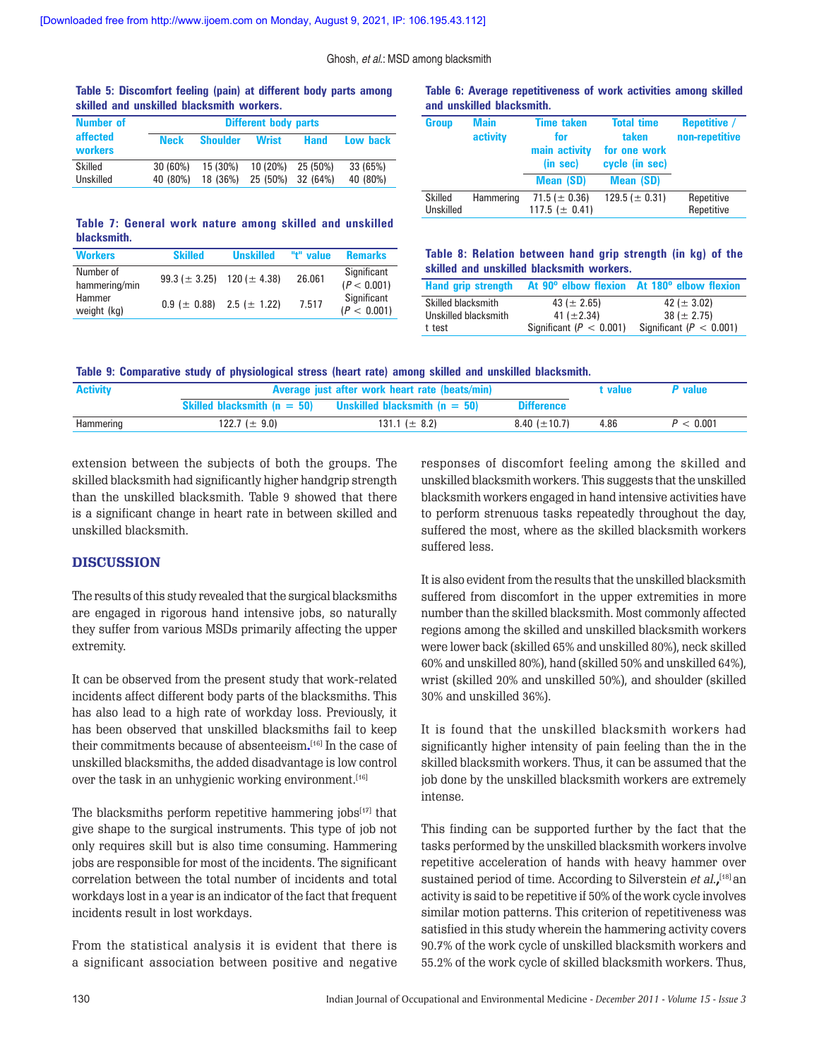**Table 5: Discomfort feeling (pain) at different body parts among skilled and unskilled blacksmith workers.**

| Number of affected workers | Different body parts | | | | |
|---|---|---|---|---|---|
| | Neck | Shoulder | Wrist | Hand | Low back |
| Skilled | 30 (60%) | 15 (30%) | 10 (20%) | 25 (50%) | 33 (65%) |
| Unskilled | 40 (80%) | 18 (36%) | 25 (50%) | 32 (64%) | 40 (80%) |

**Table 6: Average repetitiveness of work activities among skilled and unskilled blacksmith.**

| Group | Main activity | Time taken for main activity (in sec) | Total time taken for one work cycle (in sec) | Repetitive / non-repetitive |
|---|---|---|---|---|
| | | Mean (SD) | Mean (SD) | |
| Skilled | Hammering | 71.5 (± 0.36) | 129.5 (± 0.31) | Repetitive |
| Unskilled | | 117.5 (± 0.41) | | Repetitive |

**Table 7: General work nature among skilled and unskilled blacksmith.**

| Workers | Skilled | Unskilled | "t" value | Remarks |
|---|---|---|---|---|
| Number of hammering/min | 99.3 (± 3.25) | 120 (± 4.38) | 26.061 | Significant ($P < 0.001$) |
| Hammer weight (kg) | 0.9 (± 0.88) | 2.5 (± 1.22) | 7.517 | Significant ($P < 0.001$) |

**Table 8: Relation between hand grip strength (in kg) of the skilled and unskilled blacksmith workers.**

| Hand grip strength | At 90° elbow flexion | At 180° elbow flexion |
|---|---|---|
| Skilled blacksmith | 43 (± 2.65) | 42 (± 3.02) |
| Unskilled blacksmith | 41 (±2.34) | 38 (± 2.75) |
| t test | Significant ($P < 0.001$) | Significant ($P < 0.001$) |

**Table 9: Comparative study of physiological stress (heart rate) among skilled and unskilled blacksmith.**

| Activity | Average just after work heart rate (beats/min) | | | t value | P value |
|---|---|---|---|---|---|
| | Skilled blacksmith (n = 50) | Unskilled blacksmith (n = 50) | Difference | | |
| Hammering | 122.7 (± 9.0) | 131.1 (± 8.2) | 8.40 (±10.7) | 4.86 | $P < 0.001$ |

extension between the subjects of both the groups. The skilled blacksmith had significantly higher handgrip strength than the unskilled blacksmith. Table 9 showed that there is a significant change in heart rate in between skilled and unskilled blacksmith.

## DISCUSSION

The results of this study revealed that the surgical blacksmiths are engaged in rigorous hand intensive jobs, so naturally they suffer from various MSDs primarily affecting the upper extremity.

It can be observed from the present study that work-related incidents affect different body parts of the blacksmiths. This has also lead to a high rate of workday loss. Previously, it has been observed that unskilled blacksmiths fail to keep their commitments because of absenteeism.[16] In the case of unskilled blacksmiths, the added disadvantage is low control over the task in an unhygienic working environment.[16]

The blacksmiths perform repetitive hammering jobs[17] that give shape to the surgical instruments. This type of job not only requires skill but is also time consuming. Hammering jobs are responsible for most of the incidents. The significant correlation between the total number of incidents and total workdays lost in a year is an indicator of the fact that frequent incidents result in lost workdays.

From the statistical analysis it is evident that there is a significant association between positive and negative responses of discomfort feeling among the skilled and unskilled blacksmith workers. This suggests that the unskilled blacksmith workers engaged in hand intensive activities have to perform strenuous tasks repeatedly throughout the day, suffered the most, where as the skilled blacksmith workers suffered less.

It is also evident from the results that the unskilled blacksmith suffered from discomfort in the upper extremities in more number than the skilled blacksmith. Most commonly affected regions among the skilled and unskilled blacksmith workers were lower back (skilled 65% and unskilled 80%), neck skilled 60% and unskilled 80%), hand (skilled 50% and unskilled 64%), wrist (skilled 20% and unskilled 50%), and shoulder (skilled 30% and unskilled 36%).

It is found that the unskilled blacksmith workers had significantly higher intensity of pain feeling than the in the skilled blacksmith workers. Thus, it can be assumed that the job done by the unskilled blacksmith workers are extremely intense.

This finding can be supported further by the fact that the tasks performed by the unskilled blacksmith workers involve repetitive acceleration of hands with heavy hammer over sustained period of time. According to Silverstein *et al.*,[18] an activity is said to be repetitive if 50% of the work cycle involves similar motion patterns. This criterion of repetitiveness was satisfied in this study wherein the hammering activity covers 90.7% of the work cycle of unskilled blacksmith workers and 55.2% of the work cycle of skilled blacksmith workers. Thus,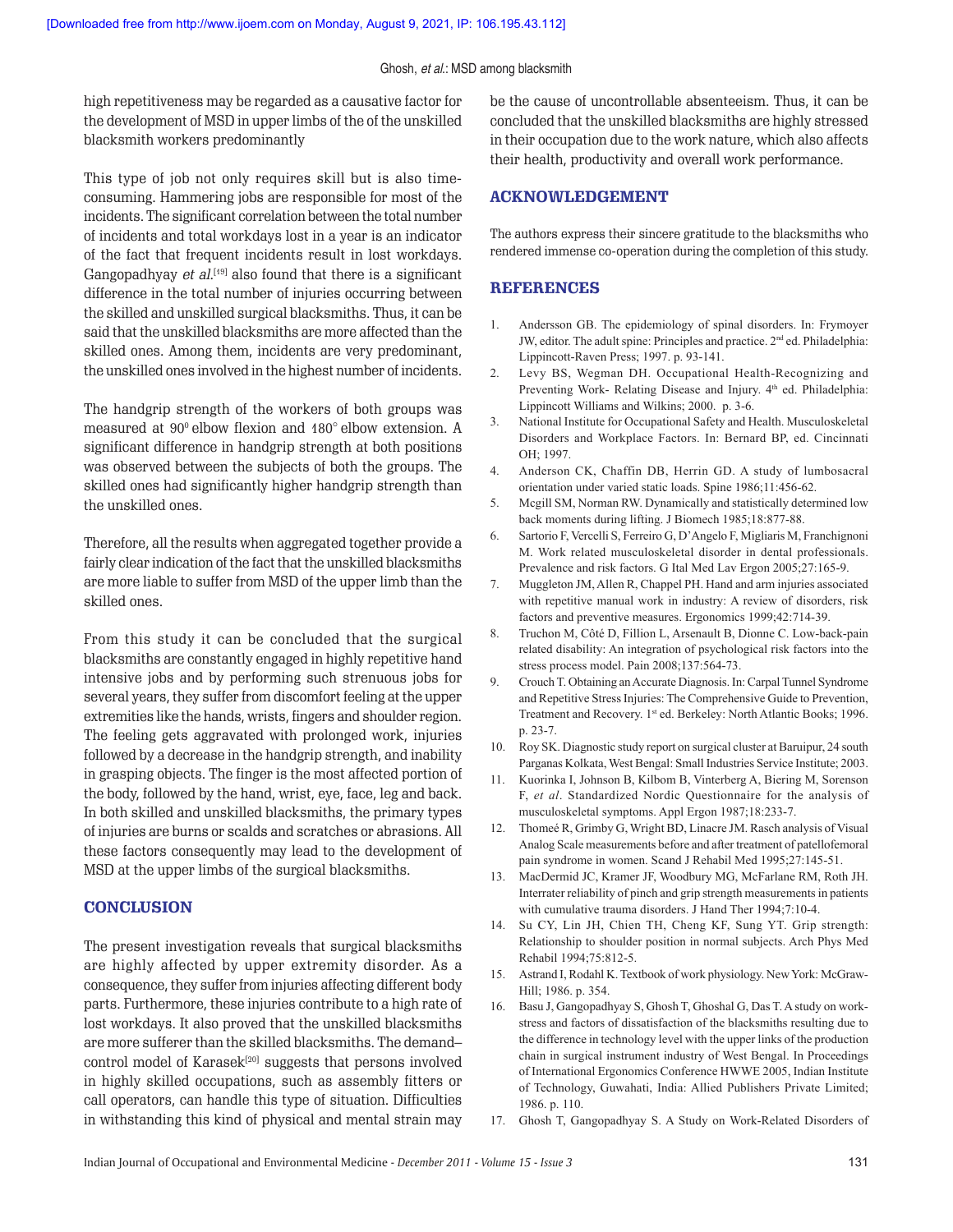high repetitiveness may be regarded as a causative factor for the development of MSD in upper limbs of the of the unskilled blacksmith workers predominantly

This type of job not only requires skill but is also time-consuming. Hammering jobs are responsible for most of the incidents. The significant correlation between the total number of incidents and total workdays lost in a year is an indicator of the fact that frequent incidents result in lost workdays. Gangopadhyay *et al.*[19] also found that there is a significant difference in the total number of injuries occurring between the skilled and unskilled surgical blacksmiths. Thus, it can be said that the unskilled blacksmiths are more affected than the skilled ones. Among them, incidents are very predominant, the unskilled ones involved in the highest number of incidents.

The handgrip strength of the workers of both groups was measured at $90^0$ elbow flexion and $180^\circ$ elbow extension. A significant difference in handgrip strength at both positions was observed between the subjects of both the groups. The skilled ones had significantly higher handgrip strength than the unskilled ones.

Therefore, all the results when aggregated together provide a fairly clear indication of the fact that the unskilled blacksmiths are more liable to suffer from MSD of the upper limb than the skilled ones.

From this study it can be concluded that the surgical blacksmiths are constantly engaged in highly repetitive hand intensive jobs and by performing such strenuous jobs for several years, they suffer from discomfort feeling at the upper extremities like the hands, wrists, fingers and shoulder region. The feeling gets aggravated with prolonged work, injuries followed by a decrease in the handgrip strength, and inability in grasping objects. The finger is the most affected portion of the body, followed by the hand, wrist, eye, face, leg and back. In both skilled and unskilled blacksmiths, the primary types of injuries are burns or scalds and scratches or abrasions. All these factors consequently may lead to the development of MSD at the upper limbs of the surgical blacksmiths.

## CONCLUSION

The present investigation reveals that surgical blacksmiths are highly affected by upper extremity disorder. As a consequence, they suffer from injuries affecting different body parts. Furthermore, these injuries contribute to a high rate of lost workdays. It also proved that the unskilled blacksmiths are more sufferer than the skilled blacksmiths. The demand–control model of Karasek[20] suggests that persons involved in highly skilled occupations, such as assembly fitters or call operators, can handle this type of situation. Difficulties in withstanding this kind of physical and mental strain may be the cause of uncontrollable absenteeism. Thus, it can be concluded that the unskilled blacksmiths are highly stressed in their occupation due to the work nature, which also affects their health, productivity and overall work performance.

## ACKNOWLEDGEMENT

The authors express their sincere gratitude to the blacksmiths who rendered immense co-operation during the completion of this study.

## REFERENCES

1. Andersson GB. The epidemiology of spinal disorders. In: Frymoyer JW, editor. The adult spine: Principles and practice. 2nd ed. Philadelphia: Lippincott-Raven Press; 1997. p. 93-141.
2. Levy BS, Wegman DH. Occupational Health-Recognizing and Preventing Work- Relating Disease and Injury. 4th ed. Philadelphia: Lippincott Williams and Wilkins; 2000. p. 3-6.
3. National Institute for Occupational Safety and Health. Musculoskeletal Disorders and Workplace Factors. In: Bernard BP, ed. Cincinnati OH; 1997.
4. Anderson CK, Chaffin DB, Herrin GD. A study of lumbosacral orientation under varied static loads. Spine 1986;11:456-62.
5. Mcgill SM, Norman RW. Dynamically and statistically determined low back moments during lifting. J Biomech 1985;18:877-88.
6. Sartorio F, Vercelli S, Ferreiro G, D'Angelo F, Migliaris M, Franchignoni M. Work related musculoskeletal disorder in dental professionals. Prevalence and risk factors. G Ital Med Lav Ergon 2005;27:165-9.
7. Muggleton JM, Allen R, Chappel PH. Hand and arm injuries associated with repetitive manual work in industry: A review of disorders, risk factors and preventive measures. Ergonomics 1999;42:714-39.
8. Truchon M, Côté D, Fillion L, Arsenault B, Dionne C. Low-back-pain related disability: An integration of psychological risk factors into the stress process model. Pain 2008;137:564-73.
9. Crouch T. Obtaining an Accurate Diagnosis. In: Carpal Tunnel Syndrome and Repetitive Stress Injuries: The Comprehensive Guide to Prevention, Treatment and Recovery. 1st ed. Berkeley: North Atlantic Books; 1996. p. 23-7.
10. Roy SK. Diagnostic study report on surgical cluster at Baruipur, 24 south Parganas Kolkata, West Bengal: Small Industries Service Institute; 2003.
11. Kuorinka I, Johnson B, Kilbom B, Vinterberg A, Biering M, Sorenson F, *et al*. Standardized Nordic Questionnaire for the analysis of musculoskeletal symptoms. Appl Ergon 1987;18:233-7.
12. Thomeé R, Grimby G, Wright BD, Linacre JM. Rasch analysis of Visual Analog Scale measurements before and after treatment of patellofemoral pain syndrome in women. Scand J Rehabil Med 1995;27:145-51.
13. MacDermid JC, Kramer JF, Woodbury MG, McFarlane RM, Roth JH. Interrater reliability of pinch and grip strength measurements in patients with cumulative trauma disorders. J Hand Ther 1994;7:10-4.
14. Su CY, Lin JH, Chien TH, Cheng KF, Sung YT. Grip strength: Relationship to shoulder position in normal subjects. Arch Phys Med Rehabil 1994;75:812-5.
15. Astrand I, Rodahl K. Textbook of work physiology. New York: McGraw-Hill; 1986. p. 354.
16. Basu J, Gangopadhyay S, Ghosh T, Ghoshal G, Das T. A study on work-stress and factors of dissatisfaction of the blacksmiths resulting due to the difference in technology level with the upper links of the production chain in surgical instrument industry of West Bengal. In Proceedings of International Ergonomics Conference HWWE 2005, Indian Institute of Technology, Guwahati, India: Allied Publishers Private Limited; 1986. p. 110.
17. Ghosh T, Gangopadhyay S. A Study on Work-Related Disorders of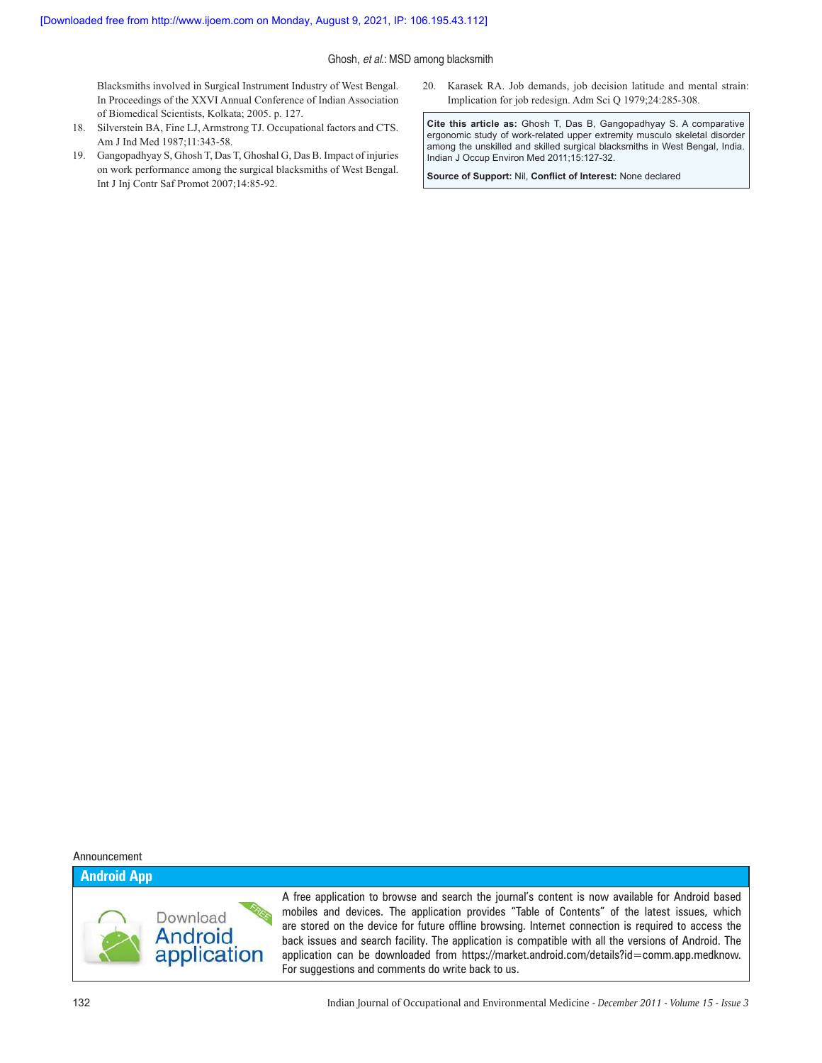Blacksmiths involved in Surgical Instrument Industry of West Bengal. In Proceedings of the XXVI Annual Conference of Indian Association of Biomedical Scientists, Kolkata; 2005. p. 127.

18. Silverstein BA, Fine LJ, Armstrong TJ. Occupational factors and CTS. Am J Ind Med 1987;11:343-58.
19. Gangopadhyay S, Ghosh T, Das T, Ghoshal G, Das B. Impact of injuries on work performance among the surgical blacksmiths of West Bengal. Int J Inj Contr Saf Promot 2007;14:85-92.
20. Karasek RA. Job demands, job decision latitude and mental strain: Implication for job redesign. Adm Sci Q 1979;24:285-308.

**Cite this article as:** Ghosh T, Das B, Gangopadhyay S. A comparative ergonomic study of work-related upper extremity musculo skeletal disorder among the unskilled and skilled surgical blacksmiths in West Bengal, India. Indian J Occup Environ Med 2011;15:127-32.

**Source of Support:** Nil, **Conflict of Interest:** None declared

Announcement

## Android App

Download Android application

A free application to browse and search the journal's content is now available for Android based mobiles and devices. The application provides "Table of Contents" of the latest issues, which are stored on the device for future offline browsing. Internet connection is required to access the back issues and search facility. The application is compatible with all the versions of Android. The application can be downloaded from https://market.android.com/details?id=comm.app.medknow. For suggestions and comments do write back to us.